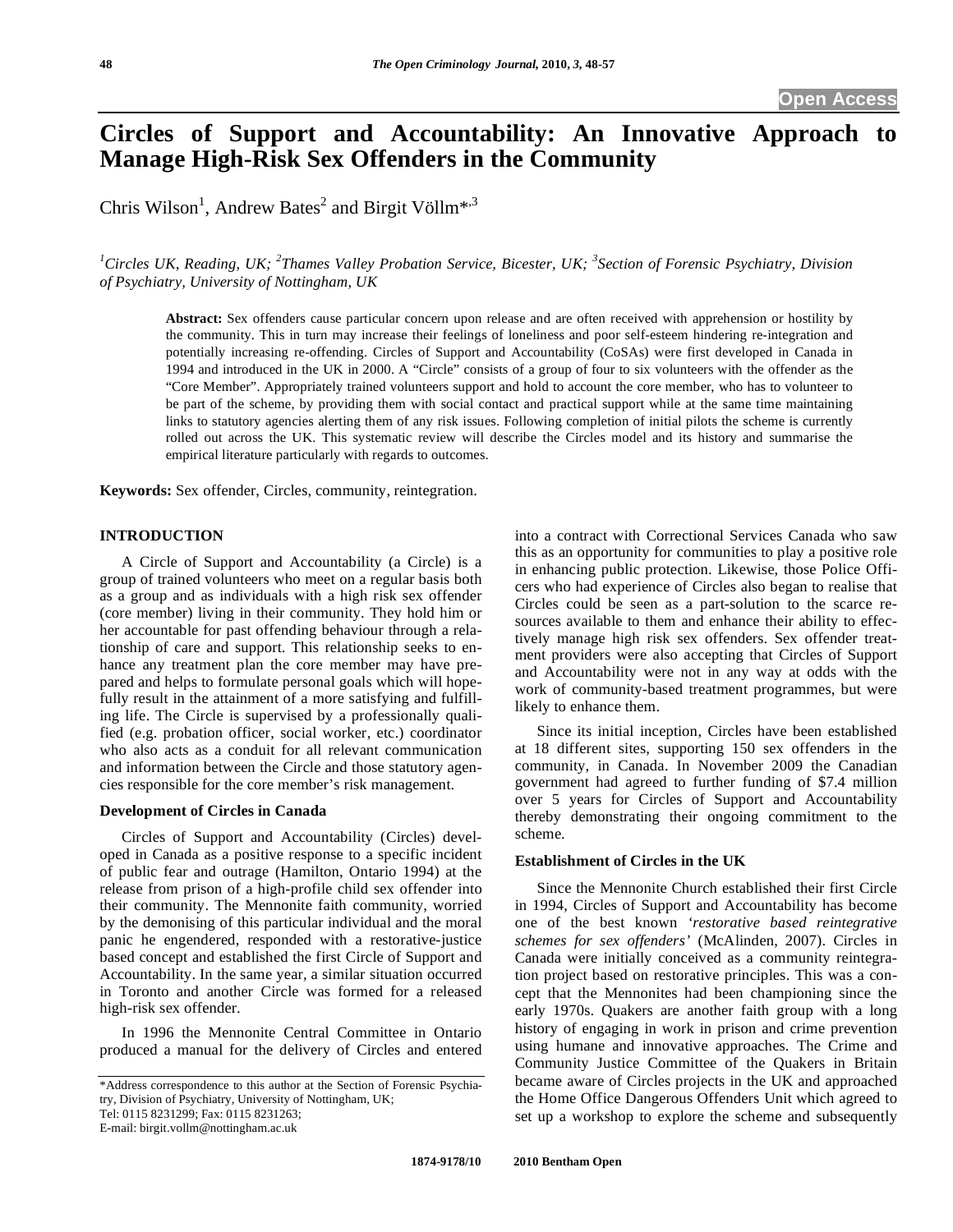# Circles of Support and Accountability: An Innovative Approach to Manage High-Risk Sex Offenders in the Community

Chris Wilson[1], Andrew Bates[2] and Birgit Völlm*,[3]

[1]Circles UK, Reading, UK; [2]Thames Valley Probation Service, Bicester, UK; [3]Section of Forensic Psychiatry, Division of Psychiatry, University of Nottingham, UK

**Abstract:** Sex offenders cause particular concern upon release and are often received with apprehension or hostility by the community. This in turn may increase their feelings of loneliness and poor self-esteem hindering re-integration and potentially increasing re-offending. Circles of Support and Accountability (CoSAs) were first developed in Canada in 1994 and introduced in the UK in 2000. A "Circle" consists of a group of four to six volunteers with the offender as the "Core Member". Appropriately trained volunteers support and hold to account the core member, who has to volunteer to be part of the scheme, by providing them with social contact and practical support while at the same time maintaining links to statutory agencies alerting them of any risk issues. Following completion of initial pilots the scheme is currently rolled out across the UK. This systematic review will describe the Circles model and its history and summarise the empirical literature particularly with regards to outcomes.

**Keywords:** Sex offender, Circles, community, reintegration.

## INTRODUCTION

A Circle of Support and Accountability (a Circle) is a group of trained volunteers who meet on a regular basis both as a group and as individuals with a high risk sex offender (core member) living in their community. They hold him or her accountable for past offending behaviour through a relationship of care and support. This relationship seeks to enhance any treatment plan the core member may have prepared and helps to formulate personal goals which will hopefully result in the attainment of a more satisfying and fulfilling life. The Circle is supervised by a professionally qualified (e.g. probation officer, social worker, etc.) coordinator who also acts as a conduit for all relevant communication and information between the Circle and those statutory agencies responsible for the core member's risk management.

### Development of Circles in Canada

Circles of Support and Accountability (Circles) developed in Canada as a positive response to a specific incident of public fear and outrage (Hamilton, Ontario 1994) at the release from prison of a high-profile child sex offender into their community. The Mennonite faith community, worried by the demonising of this particular individual and the moral panic he engendered, responded with a restorative-justice based concept and established the first Circle of Support and Accountability. In the same year, a similar situation occurred in Toronto and another Circle was formed for a released high-risk sex offender.

In 1996 the Mennonite Central Committee in Ontario produced a manual for the delivery of Circles and entered into a contract with Correctional Services Canada who saw this as an opportunity for communities to play a positive role in enhancing public protection. Likewise, those Police Officers who had experience of Circles also began to realise that Circles could be seen as a part-solution to the scarce resources available to them and enhance their ability to effectively manage high risk sex offenders. Sex offender treatment providers were also accepting that Circles of Support and Accountability were not in any way at odds with the work of community-based treatment programmes, but were likely to enhance them.

Since its initial inception, Circles have been established at 18 different sites, supporting 150 sex offenders in the community, in Canada. In November 2009 the Canadian government had agreed to further funding of $7.4 million over 5 years for Circles of Support and Accountability thereby demonstrating their ongoing commitment to the scheme.

### Establishment of Circles in the UK

Since the Mennonite Church established their first Circle in 1994, Circles of Support and Accountability has become one of the best known *'restorative based reintegrative schemes for sex offenders'* (McAlinden, 2007). Circles in Canada were initially conceived as a community reintegration project based on restorative principles. This was a concept that the Mennonites had been championing since the early 1970s. Quakers are another faith group with a long history of engaging in work in prison and crime prevention using humane and innovative approaches. The Crime and Community Justice Committee of the Quakers in Britain became aware of Circles projects in the UK and approached the Home Office Dangerous Offenders Unit which agreed to set up a workshop to explore the scheme and subsequently

*Address correspondence to this author at the Section of Forensic Psychiatry, Division of Psychiatry, University of Nottingham, UK; Tel: 0115 8231299; Fax: 0115 8231263; E-mail: birgit.vollm@nottingham.ac.uk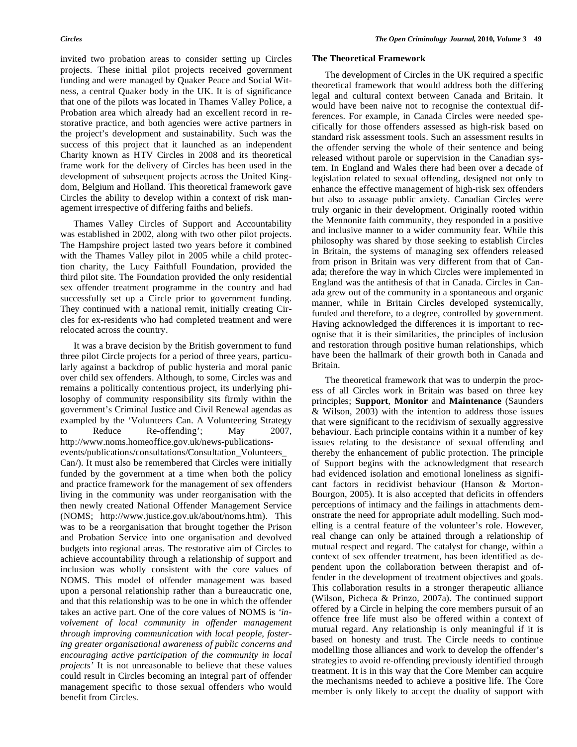invited two probation areas to consider setting up Circles projects. These initial pilot projects received government funding and were managed by Quaker Peace and Social Witness, a central Quaker body in the UK. It is of significance that one of the pilots was located in Thames Valley Police, a Probation area which already had an excellent record in restorative practice, and both agencies were active partners in the project's development and sustainability. Such was the success of this project that it launched as an independent Charity known as HTV Circles in 2008 and its theoretical frame work for the delivery of Circles has been used in the development of subsequent projects across the United Kingdom, Belgium and Holland. This theoretical framework gave Circles the ability to develop within a context of risk management irrespective of differing faiths and beliefs.

Thames Valley Circles of Support and Accountability was established in 2002, along with two other pilot projects. The Hampshire project lasted two years before it combined with the Thames Valley pilot in 2005 while a child protection charity, the Lucy Faithfull Foundation, provided the third pilot site. The Foundation provided the only residential sex offender treatment programme in the country and had successfully set up a Circle prior to government funding. They continued with a national remit, initially creating Circles for ex-residents who had completed treatment and were relocated across the country.

It was a brave decision by the British government to fund three pilot Circle projects for a period of three years, particularly against a backdrop of public hysteria and moral panic over child sex offenders. Although, to some, Circles was and remains a politically contentious project, its underlying philosophy of community responsibility sits firmly within the government's Criminal Justice and Civil Renewal agendas as exampled by the 'Volunteers Can. A Volunteering Strategy to Reduce Re-offending'; May 2007, http://www.noms.homeoffice.gov.uk/news-publications-events/publications/consultations/Consultation_Volunteers_Can/). It must also be remembered that Circles were initially funded by the government at a time when both the policy and practice framework for the management of sex offenders living in the community was under reorganisation with the then newly created National Offender Management Service (NOMS; http://www.justice.gov.uk/about/noms.htm). This was to be a reorganisation that brought together the Prison and Probation Service into one organisation and devolved budgets into regional areas. The restorative aim of Circles to achieve accountability through a relationship of support and inclusion was wholly consistent with the core values of NOMS. This model of offender management was based upon a personal relationship rather than a bureaucratic one, and that this relationship was to be one in which the offender takes an active part. One of the core values of NOMS is *'involvement of local community in offender management through improving communication with local people, fostering greater organisational awareness of public concerns and encouraging active participation of the community in local projects'* It is not unreasonable to believe that these values could result in Circles becoming an integral part of offender management specific to those sexual offenders who would benefit from Circles.

## The Theoretical Framework

The development of Circles in the UK required a specific theoretical framework that would address both the differing legal and cultural context between Canada and Britain. It would have been naive not to recognise the contextual differences. For example, in Canada Circles were needed specifically for those offenders assessed as high-risk based on standard risk assessment tools. Such an assessment results in the offender serving the whole of their sentence and being released without parole or supervision in the Canadian system. In England and Wales there had been over a decade of legislation related to sexual offending, designed not only to enhance the effective management of high-risk sex offenders but also to assuage public anxiety. Canadian Circles were truly organic in their development. Originally rooted within the Mennonite faith community, they responded in a positive and inclusive manner to a wider community fear. While this philosophy was shared by those seeking to establish Circles in Britain, the systems of managing sex offenders released from prison in Britain was very different from that of Canada; therefore the way in which Circles were implemented in England was the antithesis of that in Canada. Circles in Canada grew out of the community in a spontaneous and organic manner, while in Britain Circles developed systemically, funded and therefore, to a degree, controlled by government. Having acknowledged the differences it is important to recognise that it is their similarities, the principles of inclusion and restoration through positive human relationships, which have been the hallmark of their growth both in Canada and Britain.

The theoretical framework that was to underpin the process of all Circles work in Britain was based on three key principles; **Support**, **Monitor** and **Maintenance** (Saunders & Wilson, 2003) with the intention to address those issues that were significant to the recidivism of sexually aggressive behaviour. Each principle contains within it a number of key issues relating to the desistance of sexual offending and thereby the enhancement of public protection. The principle of Support begins with the acknowledgment that research had evidenced isolation and emotional loneliness as significant factors in recidivist behaviour (Hanson & Morton-Bourgon, 2005). It is also accepted that deficits in offenders perceptions of intimacy and the failings in attachments demonstrate the need for appropriate adult modelling. Such modelling is a central feature of the volunteer's role. However, real change can only be attained through a relationship of mutual respect and regard. The catalyst for change, within a context of sex offender treatment, has been identified as dependent upon the collaboration between therapist and offender in the development of treatment objectives and goals. This collaboration results in a stronger therapeutic alliance (Wilson, Picheca & Prinzo, 2007a). The continued support offered by a Circle in helping the core members pursuit of an offence free life must also be offered within a context of mutual regard. Any relationship is only meaningful if it is based on honesty and trust. The Circle needs to continue modelling those alliances and work to develop the offender's strategies to avoid re-offending previously identified through treatment. It is in this way that the Core Member can acquire the mechanisms needed to achieve a positive life. The Core member is only likely to accept the duality of support with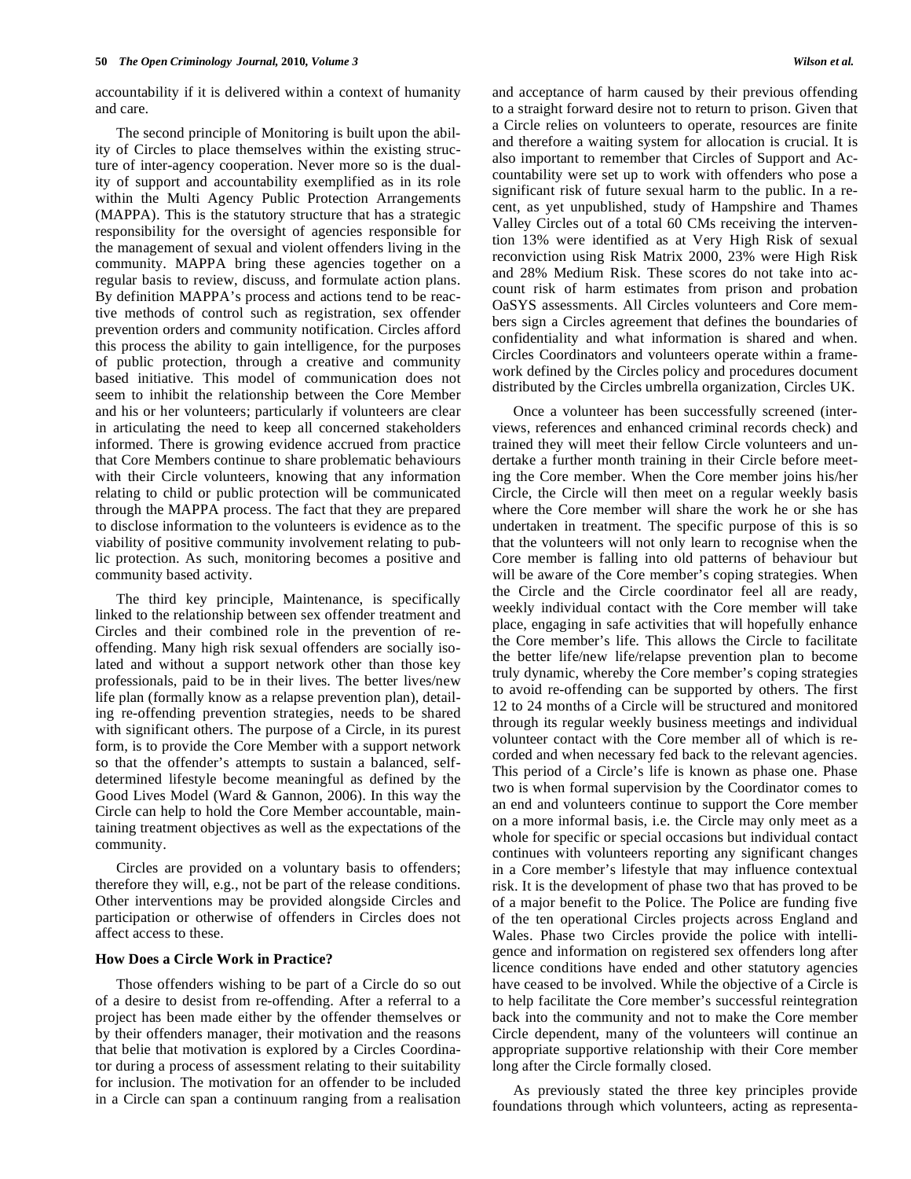accountability if it is delivered within a context of humanity and care.

The second principle of Monitoring is built upon the ability of Circles to place themselves within the existing structure of inter-agency cooperation. Never more so is the duality of support and accountability exemplified as in its role within the Multi Agency Public Protection Arrangements (MAPPA). This is the statutory structure that has a strategic responsibility for the oversight of agencies responsible for the management of sexual and violent offenders living in the community. MAPPA bring these agencies together on a regular basis to review, discuss, and formulate action plans. By definition MAPPA's process and actions tend to be reactive methods of control such as registration, sex offender prevention orders and community notification. Circles afford this process the ability to gain intelligence, for the purposes of public protection, through a creative and community based initiative. This model of communication does not seem to inhibit the relationship between the Core Member and his or her volunteers; particularly if volunteers are clear in articulating the need to keep all concerned stakeholders informed. There is growing evidence accrued from practice that Core Members continue to share problematic behaviours with their Circle volunteers, knowing that any information relating to child or public protection will be communicated through the MAPPA process. The fact that they are prepared to disclose information to the volunteers is evidence as to the viability of positive community involvement relating to public protection. As such, monitoring becomes a positive and community based activity.

The third key principle, Maintenance, is specifically linked to the relationship between sex offender treatment and Circles and their combined role in the prevention of re-offending. Many high risk sexual offenders are socially isolated and without a support network other than those key professionals, paid to be in their lives. The better lives/new life plan (formally know as a relapse prevention plan), detailing re-offending prevention strategies, needs to be shared with significant others. The purpose of a Circle, in its purest form, is to provide the Core Member with a support network so that the offender's attempts to sustain a balanced, self-determined lifestyle become meaningful as defined by the Good Lives Model (Ward & Gannon, 2006). In this way the Circle can help to hold the Core Member accountable, maintaining treatment objectives as well as the expectations of the community.

Circles are provided on a voluntary basis to offenders; therefore they will, e.g., not be part of the release conditions. Other interventions may be provided alongside Circles and participation or otherwise of offenders in Circles does not affect access to these.

### How Does a Circle Work in Practice?

Those offenders wishing to be part of a Circle do so out of a desire to desist from re-offending. After a referral to a project has been made either by the offender themselves or by their offenders manager, their motivation and the reasons that belie that motivation is explored by a Circles Coordinator during a process of assessment relating to their suitability for inclusion. The motivation for an offender to be included in a Circle can span a continuum ranging from a realisation and acceptance of harm caused by their previous offending to a straight forward desire not to return to prison. Given that a Circle relies on volunteers to operate, resources are finite and therefore a waiting system for allocation is crucial. It is also important to remember that Circles of Support and Accountability were set up to work with offenders who pose a significant risk of future sexual harm to the public. In a recent, as yet unpublished, study of Hampshire and Thames Valley Circles out of a total 60 CMs receiving the intervention 13% were identified as at Very High Risk of sexual reconviction using Risk Matrix 2000, 23% were High Risk and 28% Medium Risk. These scores do not take into account risk of harm estimates from prison and probation OaSYS assessments. All Circles volunteers and Core members sign a Circles agreement that defines the boundaries of confidentiality and what information is shared and when. Circles Coordinators and volunteers operate within a framework defined by the Circles policy and procedures document distributed by the Circles umbrella organization, Circles UK.

Once a volunteer has been successfully screened (interviews, references and enhanced criminal records check) and trained they will meet their fellow Circle volunteers and undertake a further month training in their Circle before meeting the Core member. When the Core member joins his/her Circle, the Circle will then meet on a regular weekly basis where the Core member will share the work he or she has undertaken in treatment. The specific purpose of this is so that the volunteers will not only learn to recognise when the Core member is falling into old patterns of behaviour but will be aware of the Core member's coping strategies. When the Circle and the Circle coordinator feel all are ready, weekly individual contact with the Core member will take place, engaging in safe activities that will hopefully enhance the Core member's life. This allows the Circle to facilitate the better life/new life/relapse prevention plan to become truly dynamic, whereby the Core member's coping strategies to avoid re-offending can be supported by others. The first 12 to 24 months of a Circle will be structured and monitored through its regular weekly business meetings and individual volunteer contact with the Core member all of which is recorded and when necessary fed back to the relevant agencies. This period of a Circle's life is known as phase one. Phase two is when formal supervision by the Coordinator comes to an end and volunteers continue to support the Core member on a more informal basis, i.e. the Circle may only meet as a whole for specific or special occasions but individual contact continues with volunteers reporting any significant changes in a Core member's lifestyle that may influence contextual risk. It is the development of phase two that has proved to be of a major benefit to the Police. The Police are funding five of the ten operational Circles projects across England and Wales. Phase two Circles provide the police with intelligence and information on registered sex offenders long after licence conditions have ended and other statutory agencies have ceased to be involved. While the objective of a Circle is to help facilitate the Core member's successful reintegration back into the community and not to make the Core member Circle dependent, many of the volunteers will continue an appropriate supportive relationship with their Core member long after the Circle formally closed.

As previously stated the three key principles provide foundations through which volunteers, acting as representa-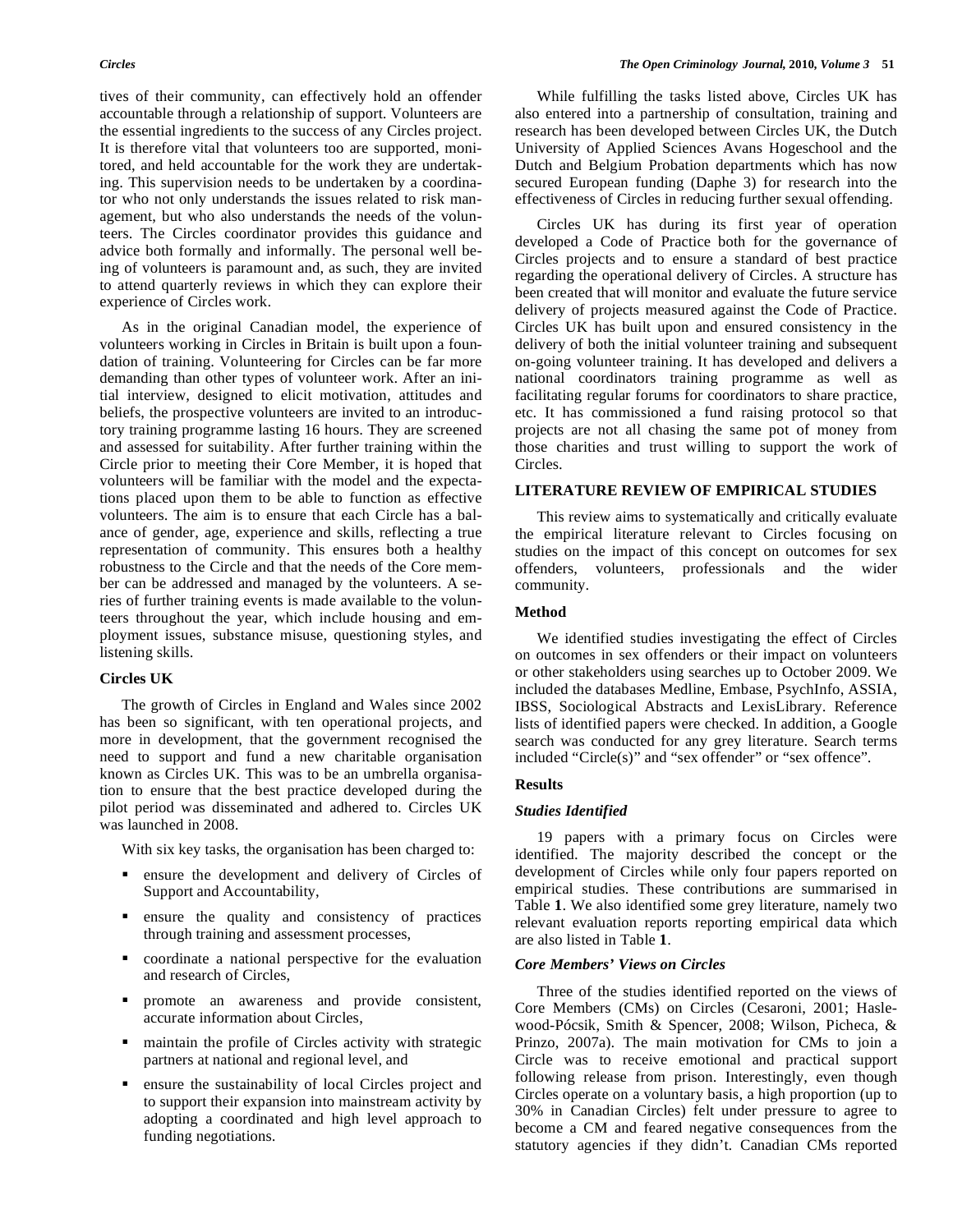tives of their community, can effectively hold an offender accountable through a relationship of support. Volunteers are the essential ingredients to the success of any Circles project. It is therefore vital that volunteers too are supported, monitored, and held accountable for the work they are undertaking. This supervision needs to be undertaken by a coordinator who not only understands the issues related to risk management, but who also understands the needs of the volunteers. The Circles coordinator provides this guidance and advice both formally and informally. The personal well being of volunteers is paramount and, as such, they are invited to attend quarterly reviews in which they can explore their experience of Circles work.

As in the original Canadian model, the experience of volunteers working in Circles in Britain is built upon a foundation of training. Volunteering for Circles can be far more demanding than other types of volunteer work. After an initial interview, designed to elicit motivation, attitudes and beliefs, the prospective volunteers are invited to an introductory training programme lasting 16 hours. They are screened and assessed for suitability. After further training within the Circle prior to meeting their Core Member, it is hoped that volunteers will be familiar with the model and the expectations placed upon them to be able to function as effective volunteers. The aim is to ensure that each Circle has a balance of gender, age, experience and skills, reflecting a true representation of community. This ensures both a healthy robustness to the Circle and that the needs of the Core member can be addressed and managed by the volunteers. A series of further training events is made available to the volunteers throughout the year, which include housing and employment issues, substance misuse, questioning styles, and listening skills.

### Circles UK

The growth of Circles in England and Wales since 2002 has been so significant, with ten operational projects, and more in development, that the government recognised the need to support and fund a new charitable organisation known as Circles UK. This was to be an umbrella organisation to ensure that the best practice developed during the pilot period was disseminated and adhered to. Circles UK was launched in 2008.

With six key tasks, the organisation has been charged to:

- ensure the development and delivery of Circles of Support and Accountability,
- ensure the quality and consistency of practices through training and assessment processes,
- coordinate a national perspective for the evaluation and research of Circles,
- promote an awareness and provide consistent, accurate information about Circles,
- maintain the profile of Circles activity with strategic partners at national and regional level, and
- ensure the sustainability of local Circles project and to support their expansion into mainstream activity by adopting a coordinated and high level approach to funding negotiations.

While fulfilling the tasks listed above, Circles UK has also entered into a partnership of consultation, training and research has been developed between Circles UK, the Dutch University of Applied Sciences Avans Hogeschool and the Dutch and Belgium Probation departments which has now secured European funding (Daphe 3) for research into the effectiveness of Circles in reducing further sexual offending.

Circles UK has during its first year of operation developed a Code of Practice both for the governance of Circles projects and to ensure a standard of best practice regarding the operational delivery of Circles. A structure has been created that will monitor and evaluate the future service delivery of projects measured against the Code of Practice. Circles UK has built upon and ensured consistency in the delivery of both the initial volunteer training and subsequent on-going volunteer training. It has developed and delivers a national coordinators training programme as well as facilitating regular forums for coordinators to share practice, etc. It has commissioned a fund raising protocol so that projects are not all chasing the same pot of money from those charities and trust willing to support the work of Circles.

## LITERATURE REVIEW OF EMPIRICAL STUDIES

This review aims to systematically and critically evaluate the empirical literature relevant to Circles focusing on studies on the impact of this concept on outcomes for sex offenders, volunteers, professionals and the wider community.

### Method

We identified studies investigating the effect of Circles on outcomes in sex offenders or their impact on volunteers or other stakeholders using searches up to October 2009. We included the databases Medline, Embase, PsychInfo, ASSIA, IBSS, Sociological Abstracts and LexisLibrary. Reference lists of identified papers were checked. In addition, a Google search was conducted for any grey literature. Search terms included “Circle(s)” and “sex offender” or “sex offence”.

### Results

#### *Studies Identified*

19 papers with a primary focus on Circles were identified. The majority described the concept or the development of Circles while only four papers reported on empirical studies. These contributions are summarised in Table **1**. We also identified some grey literature, namely two relevant evaluation reports reporting empirical data which are also listed in Table **1**.

#### *Core Members’ Views on Circles*

Three of the studies identified reported on the views of Core Members (CMs) on Circles (Cesaroni, 2001; Haslewood-Pócsik, Smith & Spencer, 2008; Wilson, Picheca, & Prinzo, 2007a). The main motivation for CMs to join a Circle was to receive emotional and practical support following release from prison. Interestingly, even though Circles operate on a voluntary basis, a high proportion (up to 30% in Canadian Circles) felt under pressure to agree to become a CM and feared negative consequences from the statutory agencies if they didn’t. Canadian CMs reported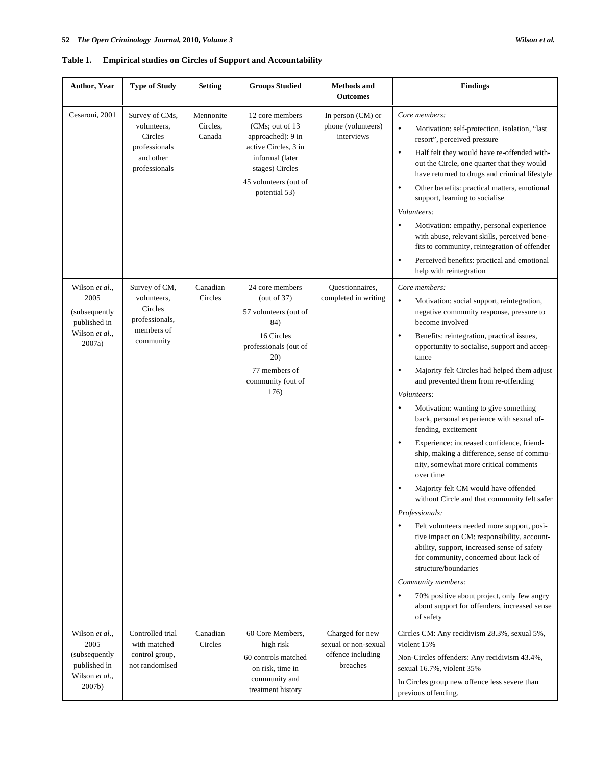**Table 1. Empirical studies on Circles of Support and Accountability**

| Author, Year | Type of Study | Setting | Groups Studied | Methods and Outcomes | Findings |
|---|---|---|---|---|---|
| Cesaroni, 2001 | Survey of CMs, volunteers, Circles professionals and other professionals | Mennonite Circles, Canada | 12 core members (CMs; out of 13 approached): 9 in active Circles, 3 in informal (later stages) Circles<br>45 volunteers (out of potential 53) | In person (CM) or phone (volunteers) interviews | *Core members:*<br>• Motivation: self-protection, isolation, "last resort", perceived pressure<br>• Half felt they would have re-offended without the Circle, one quarter that they would have returned to drugs and criminal lifestyle<br>• Other benefits: practical matters, emotional support, learning to socialise<br>*Volunteers:*<br>• Motivation: empathy, personal experience with abuse, relevant skills, perceived benefits to community, reintegration of offender<br>• Perceived benefits: practical and emotional help with reintegration |
| Wilson *et al.*, 2005 (subsequently published in Wilson *et al.*, 2007a) | Survey of CM, volunteers, Circles professionals, members of community | Canadian Circles | 24 core members (out of 37)<br>57 volunteers (out of 84)<br>16 Circles professionals (out of 20)<br>77 members of community (out of 176) | Questionnaires, completed in writing | *Core members:*<br>• Motivation: social support, reintegration, negative community response, pressure to become involved<br>• Benefits: reintegration, practical issues, opportunity to socialise, support and acceptance<br>• Majority felt Circles had helped them adjust and prevented them from re-offending<br>*Volunteers:*<br>• Motivation: wanting to give something back, personal experience with sexual offending, excitement<br>• Experience: increased confidence, friendship, making a difference, sense of community, somewhat more critical comments over time<br>• Majority felt CM would have offended without Circle and that community felt safer<br>*Professionals:*<br>• Felt volunteers needed more support, positive impact on CM: responsibility, accountability, support, increased sense of safety for community, concerned about lack of structure/boundaries<br>*Community members:*<br>• 70% positive about project, only few angry about support for offenders, increased sense of safety |
| Wilson *et al.*, 2005 (subsequently published in Wilson *et al.*, 2007b) | Controlled trial with matched control group, not randomised | Canadian Circles | 60 Core Members, high risk<br>60 controls matched on risk, time in community and treatment history | Charged for new sexual or non-sexual offence including breaches | Circles CM: Any recidivism 28.3%, sexual 5%, violent 15%<br>Non-Circles offenders: Any recidivism 43.4%, sexual 16.7%, violent 35%<br>In Circles group new offence less severe than previous offending. |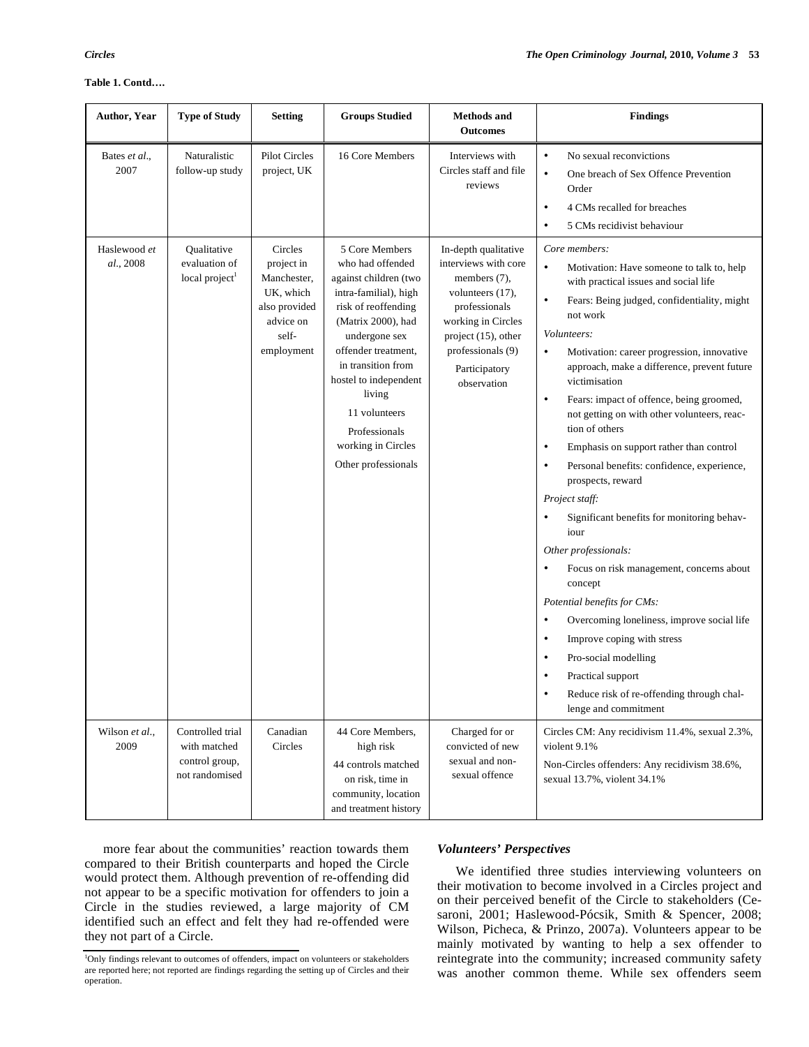**Table 1. Contd….**

| Author, Year | Type of Study | Setting | Groups Studied | Methods and Outcomes | Findings |
|---|---|---|---|---|---|
| Bates *et al*., 2007 | Naturalistic follow-up study | Pilot Circles project, UK | 16 Core Members | Interviews with Circles staff and file reviews | • No sexual reconvictions<br>• One breach of Sex Offence Prevention Order<br>• 4 CMs recalled for breaches<br>• 5 CMs recidivist behaviour |
| Haslewood *et al*., 2008 | Qualitative evaluation of local project[1] | Circles project in Manchester, UK, which also provided advice on self-employment | 5 Core Members who had offended against children (two intra-familial), high risk of reoffending (Matrix 2000), had undergone sex offender treatment, in transition from hostel to independent living<br>11 volunteers<br>Professionals working in Circles<br>Other professionals | In-depth qualitative interviews with core members (7), volunteers (17), professionals working in Circles project (15), other professionals (9)<br>Participatory observation | *Core members:*<br>• Motivation: Have someone to talk to, help with practical issues and social life<br>• Fears: Being judged, confidentiality, might not work<br>*Volunteers:*<br>• Motivation: career progression, innovative approach, make a difference, prevent future victimisation<br>• Fears: impact of offence, being groomed, not getting on with other volunteers, reaction of others<br>• Emphasis on support rather than control<br>• Personal benefits: confidence, experience, prospects, reward<br>*Project staff:*<br>• Significant benefits for monitoring behaviour<br>*Other professionals:*<br>• Focus on risk management, concerns about concept<br>*Potential benefits for CMs:*<br>• Overcoming loneliness, improve social life<br>• Improve coping with stress<br>• Pro-social modelling<br>• Practical support<br>• Reduce risk of re-offending through challenge and commitment |
| Wilson *et al*., 2009 | Controlled trial with matched control group, not randomised | Canadian Circles | 44 Core Members, high risk<br>44 controls matched on risk, time in community, location and treatment history | Charged for or convicted of new sexual and non-sexual offence | Circles CM: Any recidivism 11.4%, sexual 2.3%, violent 9.1%<br>Non-Circles offenders: Any recidivism 38.6%, sexual 13.7%, violent 34.1% |

more fear about the communities' reaction towards them compared to their British counterparts and hoped the Circle would protect them. Although prevention of re-offending did not appear to be a specific motivation for offenders to join a Circle in the studies reviewed, a large majority of CM identified such an effect and felt they had re-offended were they not part of a Circle.

[1]Only findings relevant to outcomes of offenders, impact on volunteers or stakeholders are reported here; not reported are findings regarding the setting up of Circles and their operation.

### *Volunteers' Perspectives*

We identified three studies interviewing volunteers on their motivation to become involved in a Circles project and on their perceived benefit of the Circle to stakeholders (Cesaroni, 2001; Haslewood-Pócsik, Smith & Spencer, 2008; Wilson, Picheca, & Prinzo, 2007a). Volunteers appear to be mainly motivated by wanting to help a sex offender to reintegrate into the community; increased community safety was another common theme. While sex offenders seem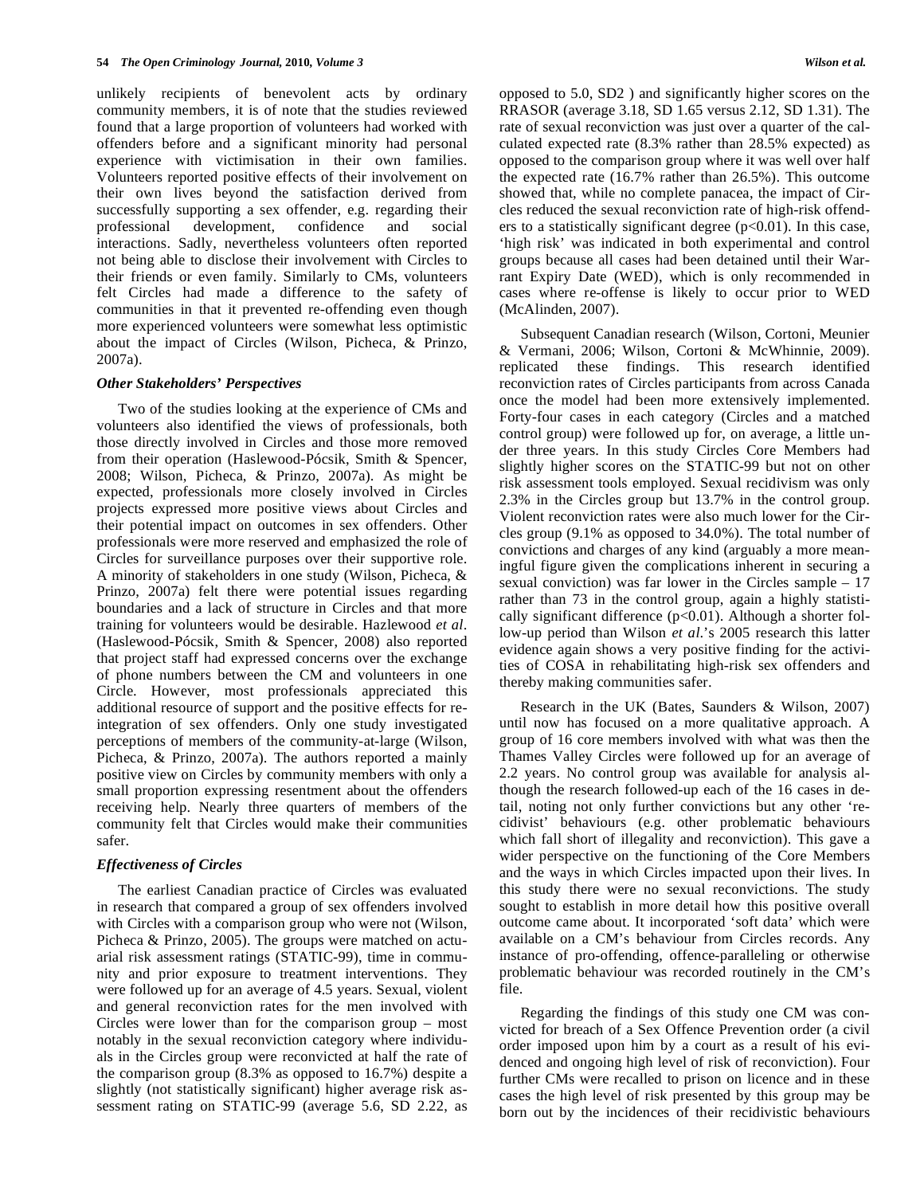unlikely recipients of benevolent acts by ordinary community members, it is of note that the studies reviewed found that a large proportion of volunteers had worked with offenders before and a significant minority had personal experience with victimisation in their own families. Volunteers reported positive effects of their involvement on their own lives beyond the satisfaction derived from successfully supporting a sex offender, e.g. regarding their professional development, confidence and social interactions. Sadly, nevertheless volunteers often reported not being able to disclose their involvement with Circles to their friends or even family. Similarly to CMs, volunteers felt Circles had made a difference to the safety of communities in that it prevented re-offending even though more experienced volunteers were somewhat less optimistic about the impact of Circles (Wilson, Picheca, & Prinzo, 2007a).

### *Other Stakeholders' Perspectives*

Two of the studies looking at the experience of CMs and volunteers also identified the views of professionals, both those directly involved in Circles and those more removed from their operation (Haslewood-Pócsik, Smith & Spencer, 2008; Wilson, Picheca, & Prinzo, 2007a). As might be expected, professionals more closely involved in Circles projects expressed more positive views about Circles and their potential impact on outcomes in sex offenders. Other professionals were more reserved and emphasized the role of Circles for surveillance purposes over their supportive role. A minority of stakeholders in one study (Wilson, Picheca, & Prinzo, 2007a) felt there were potential issues regarding boundaries and a lack of structure in Circles and that more training for volunteers would be desirable. Hazlewood *et al*. (Haslewood-Pócsik, Smith & Spencer, 2008) also reported that project staff had expressed concerns over the exchange of phone numbers between the CM and volunteers in one Circle. However, most professionals appreciated this additional resource of support and the positive effects for re-integration of sex offenders. Only one study investigated perceptions of members of the community-at-large (Wilson, Picheca, & Prinzo, 2007a). The authors reported a mainly positive view on Circles by community members with only a small proportion expressing resentment about the offenders receiving help. Nearly three quarters of members of the community felt that Circles would make their communities safer.

### *Effectiveness of Circles*

The earliest Canadian practice of Circles was evaluated in research that compared a group of sex offenders involved with Circles with a comparison group who were not (Wilson, Picheca & Prinzo, 2005). The groups were matched on actuarial risk assessment ratings (STATIC-99), time in community and prior exposure to treatment interventions. They were followed up for an average of 4.5 years. Sexual, violent and general reconviction rates for the men involved with Circles were lower than for the comparison group – most notably in the sexual reconviction category where individuals in the Circles group were reconvicted at half the rate of the comparison group (8.3% as opposed to 16.7%) despite a slightly (not statistically significant) higher average risk assessment rating on STATIC-99 (average 5.6, SD 2.22, as opposed to 5.0, SD2 ) and significantly higher scores on the RRASOR (average 3.18, SD 1.65 versus 2.12, SD 1.31). The rate of sexual reconviction was just over a quarter of the calculated expected rate (8.3% rather than 28.5% expected) as opposed to the comparison group where it was well over half the expected rate (16.7% rather than 26.5%). This outcome showed that, while no complete panacea, the impact of Circles reduced the sexual reconviction rate of high-risk offenders to a statistically significant degree ($p<0.01$). In this case, 'high risk' was indicated in both experimental and control groups because all cases had been detained until their Warrant Expiry Date (WED), which is only recommended in cases where re-offense is likely to occur prior to WED (McAlinden, 2007).

Subsequent Canadian research (Wilson, Cortoni, Meunier & Vermani, 2006; Wilson, Cortoni & McWhinnie, 2009). replicated these findings. This research identified reconviction rates of Circles participants from across Canada once the model had been more extensively implemented. Forty-four cases in each category (Circles and a matched control group) were followed up for, on average, a little under three years. In this study Circles Core Members had slightly higher scores on the STATIC-99 but not on other risk assessment tools employed. Sexual recidivism was only 2.3% in the Circles group but 13.7% in the control group. Violent reconviction rates were also much lower for the Circles group (9.1% as opposed to 34.0%). The total number of convictions and charges of any kind (arguably a more meaningful figure given the complications inherent in securing a sexual conviction) was far lower in the Circles sample – 17 rather than 73 in the control group, again a highly statistically significant difference ($p<0.01$). Although a shorter follow-up period than Wilson *et al*.'s 2005 research this latter evidence again shows a very positive finding for the activities of COSA in rehabilitating high-risk sex offenders and thereby making communities safer.

Research in the UK (Bates, Saunders & Wilson, 2007) until now has focused on a more qualitative approach. A group of 16 core members involved with what was then the Thames Valley Circles were followed up for an average of 2.2 years. No control group was available for analysis although the research followed-up each of the 16 cases in detail, noting not only further convictions but any other 'recidivist' behaviours (e.g. other problematic behaviours which fall short of illegality and reconviction). This gave a wider perspective on the functioning of the Core Members and the ways in which Circles impacted upon their lives. In this study there were no sexual reconvictions. The study sought to establish in more detail how this positive overall outcome came about. It incorporated 'soft data' which were available on a CM's behaviour from Circles records. Any instance of pro-offending, offence-paralleling or otherwise problematic behaviour was recorded routinely in the CM's file.

Regarding the findings of this study one CM was convicted for breach of a Sex Offence Prevention order (a civil order imposed upon him by a court as a result of his evidenced and ongoing high level of risk of reconviction). Four further CMs were recalled to prison on licence and in these cases the high level of risk presented by this group may be born out by the incidences of their recidivistic behaviours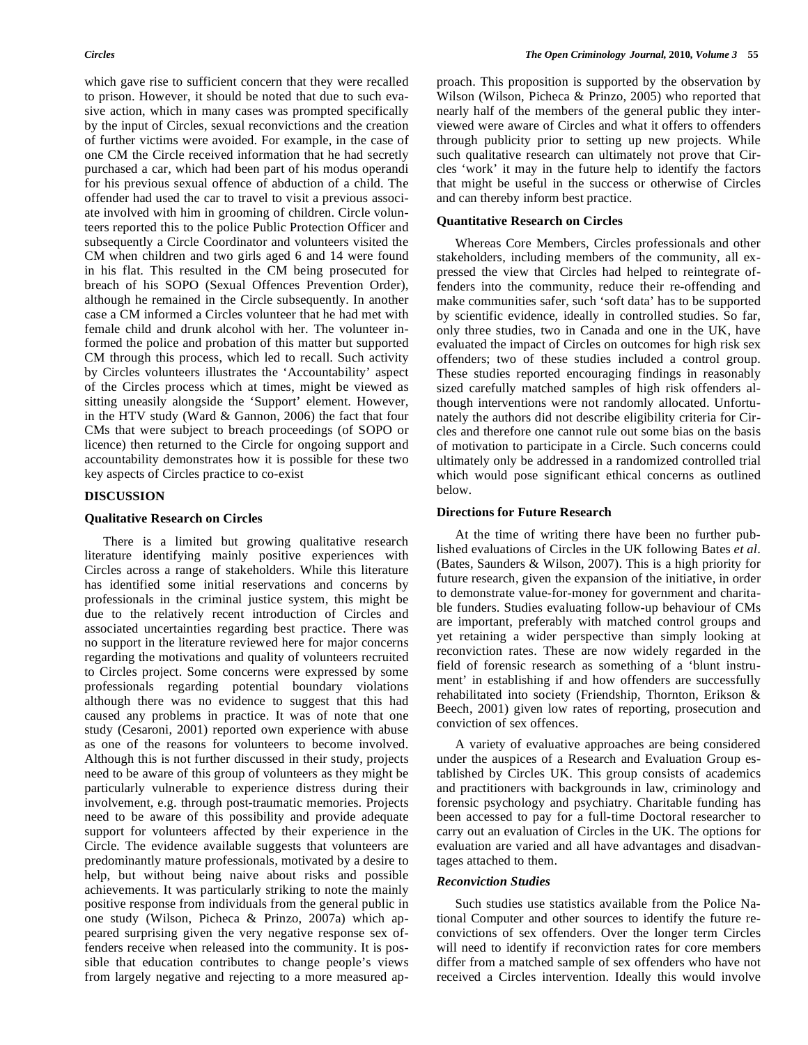which gave rise to sufficient concern that they were recalled to prison. However, it should be noted that due to such evasive action, which in many cases was prompted specifically by the input of Circles, sexual reconvictions and the creation of further victims were avoided. For example, in the case of one CM the Circle received information that he had secretly purchased a car, which had been part of his modus operandi for his previous sexual offence of abduction of a child. The offender had used the car to travel to visit a previous associate involved with him in grooming of children. Circle volunteers reported this to the police Public Protection Officer and subsequently a Circle Coordinator and volunteers visited the CM when children and two girls aged 6 and 14 were found in his flat. This resulted in the CM being prosecuted for breach of his SOPO (Sexual Offences Prevention Order), although he remained in the Circle subsequently. In another case a CM informed a Circles volunteer that he had met with female child and drunk alcohol with her. The volunteer informed the police and probation of this matter but supported CM through this process, which led to recall. Such activity by Circles volunteers illustrates the 'Accountability' aspect of the Circles process which at times, might be viewed as sitting uneasily alongside the 'Support' element. However, in the HTV study (Ward & Gannon, 2006) the fact that four CMs that were subject to breach proceedings (of SOPO or licence) then returned to the Circle for ongoing support and accountability demonstrates how it is possible for these two key aspects of Circles practice to co-exist

## DISCUSSION

### Qualitative Research on Circles

There is a limited but growing qualitative research literature identifying mainly positive experiences with Circles across a range of stakeholders. While this literature has identified some initial reservations and concerns by professionals in the criminal justice system, this might be due to the relatively recent introduction of Circles and associated uncertainties regarding best practice. There was no support in the literature reviewed here for major concerns regarding the motivations and quality of volunteers recruited to Circles project. Some concerns were expressed by some professionals regarding potential boundary violations although there was no evidence to suggest that this had caused any problems in practice. It was of note that one study (Cesaroni, 2001) reported own experience with abuse as one of the reasons for volunteers to become involved. Although this is not further discussed in their study, projects need to be aware of this group of volunteers as they might be particularly vulnerable to experience distress during their involvement, e.g. through post-traumatic memories. Projects need to be aware of this possibility and provide adequate support for volunteers affected by their experience in the Circle. The evidence available suggests that volunteers are predominantly mature professionals, motivated by a desire to help, but without being naive about risks and possible achievements. It was particularly striking to note the mainly positive response from individuals from the general public in one study (Wilson, Picheca & Prinzo, 2007a) which appeared surprising given the very negative response sex offenders receive when released into the community. It is possible that education contributes to change people's views from largely negative and rejecting to a more measured approach. This proposition is supported by the observation by Wilson (Wilson, Picheca & Prinzo, 2005) who reported that nearly half of the members of the general public they interviewed were aware of Circles and what it offers to offenders through publicity prior to setting up new projects. While such qualitative research can ultimately not prove that Circles 'work' it may in the future help to identify the factors that might be useful in the success or otherwise of Circles and can thereby inform best practice.

### Quantitative Research on Circles

Whereas Core Members, Circles professionals and other stakeholders, including members of the community, all expressed the view that Circles had helped to reintegrate offenders into the community, reduce their re-offending and make communities safer, such 'soft data' has to be supported by scientific evidence, ideally in controlled studies. So far, only three studies, two in Canada and one in the UK, have evaluated the impact of Circles on outcomes for high risk sex offenders; two of these studies included a control group. These studies reported encouraging findings in reasonably sized carefully matched samples of high risk offenders although interventions were not randomly allocated. Unfortunately the authors did not describe eligibility criteria for Circles and therefore one cannot rule out some bias on the basis of motivation to participate in a Circle. Such concerns could ultimately only be addressed in a randomized controlled trial which would pose significant ethical concerns as outlined below.

### Directions for Future Research

At the time of writing there have been no further published evaluations of Circles in the UK following Bates *et al*. (Bates, Saunders & Wilson, 2007). This is a high priority for future research, given the expansion of the initiative, in order to demonstrate value-for-money for government and charitable funders. Studies evaluating follow-up behaviour of CMs are important, preferably with matched control groups and yet retaining a wider perspective than simply looking at reconviction rates. These are now widely regarded in the field of forensic research as something of a 'blunt instrument' in establishing if and how offenders are successfully rehabilitated into society (Friendship, Thornton, Erikson & Beech, 2001) given low rates of reporting, prosecution and conviction of sex offences.

A variety of evaluative approaches are being considered under the auspices of a Research and Evaluation Group established by Circles UK. This group consists of academics and practitioners with backgrounds in law, criminology and forensic psychology and psychiatry. Charitable funding has been accessed to pay for a full-time Doctoral researcher to carry out an evaluation of Circles in the UK. The options for evaluation are varied and all have advantages and disadvantages attached to them.

#### *Reconviction Studies*

Such studies use statistics available from the Police National Computer and other sources to identify the future reconvictions of sex offenders. Over the longer term Circles will need to identify if reconviction rates for core members differ from a matched sample of sex offenders who have not received a Circles intervention. Ideally this would involve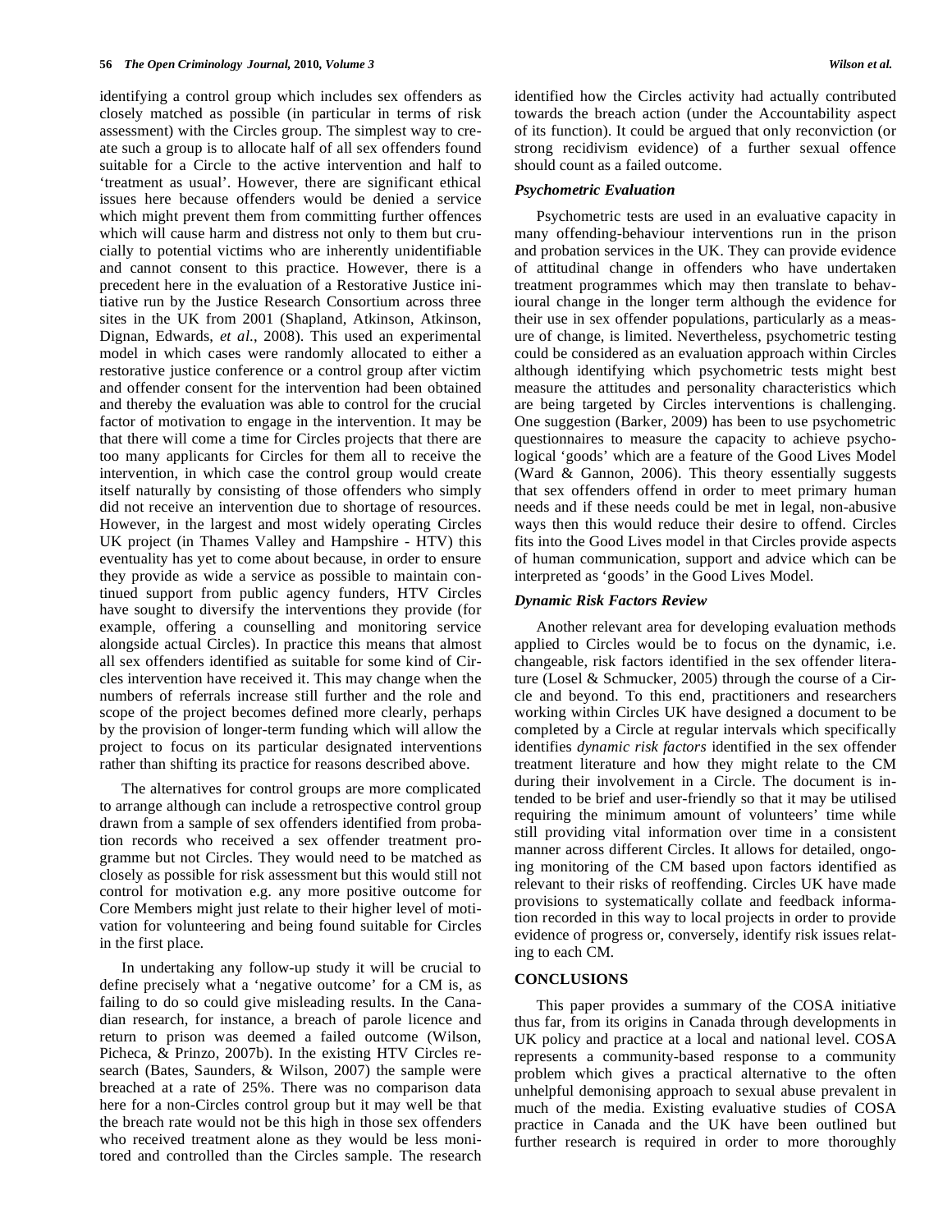identifying a control group which includes sex offenders as closely matched as possible (in particular in terms of risk assessment) with the Circles group. The simplest way to create such a group is to allocate half of all sex offenders found suitable for a Circle to the active intervention and half to 'treatment as usual'. However, there are significant ethical issues here because offenders would be denied a service which might prevent them from committing further offences which will cause harm and distress not only to them but crucially to potential victims who are inherently unidentifiable and cannot consent to this practice. However, there is a precedent here in the evaluation of a Restorative Justice initiative run by the Justice Research Consortium across three sites in the UK from 2001 (Shapland, Atkinson, Atkinson, Dignan, Edwards, *et al*., 2008). This used an experimental model in which cases were randomly allocated to either a restorative justice conference or a control group after victim and offender consent for the intervention had been obtained and thereby the evaluation was able to control for the crucial factor of motivation to engage in the intervention. It may be that there will come a time for Circles projects that there are too many applicants for Circles for them all to receive the intervention, in which case the control group would create itself naturally by consisting of those offenders who simply did not receive an intervention due to shortage of resources. However, in the largest and most widely operating Circles UK project (in Thames Valley and Hampshire - HTV) this eventuality has yet to come about because, in order to ensure they provide as wide a service as possible to maintain continued support from public agency funders, HTV Circles have sought to diversify the interventions they provide (for example, offering a counselling and monitoring service alongside actual Circles). In practice this means that almost all sex offenders identified as suitable for some kind of Circles intervention have received it. This may change when the numbers of referrals increase still further and the role and scope of the project becomes defined more clearly, perhaps by the provision of longer-term funding which will allow the project to focus on its particular designated interventions rather than shifting its practice for reasons described above.

The alternatives for control groups are more complicated to arrange although can include a retrospective control group drawn from a sample of sex offenders identified from probation records who received a sex offender treatment programme but not Circles. They would need to be matched as closely as possible for risk assessment but this would still not control for motivation e.g. any more positive outcome for Core Members might just relate to their higher level of motivation for volunteering and being found suitable for Circles in the first place.

In undertaking any follow-up study it will be crucial to define precisely what a 'negative outcome' for a CM is, as failing to do so could give misleading results. In the Canadian research, for instance, a breach of parole licence and return to prison was deemed a failed outcome (Wilson, Picheca, & Prinzo, 2007b). In the existing HTV Circles research (Bates, Saunders, & Wilson, 2007) the sample were breached at a rate of 25%. There was no comparison data here for a non-Circles control group but it may well be that the breach rate would not be this high in those sex offenders who received treatment alone as they would be less monitored and controlled than the Circles sample. The research identified how the Circles activity had actually contributed towards the breach action (under the Accountability aspect of its function). It could be argued that only reconviction (or strong recidivism evidence) of a further sexual offence should count as a failed outcome.

### *Psychometric Evaluation*

Psychometric tests are used in an evaluative capacity in many offending-behaviour interventions run in the prison and probation services in the UK. They can provide evidence of attitudinal change in offenders who have undertaken treatment programmes which may then translate to behavioural change in the longer term although the evidence for their use in sex offender populations, particularly as a measure of change, is limited. Nevertheless, psychometric testing could be considered as an evaluation approach within Circles although identifying which psychometric tests might best measure the attitudes and personality characteristics which are being targeted by Circles interventions is challenging. One suggestion (Barker, 2009) has been to use psychometric questionnaires to measure the capacity to achieve psychological 'goods' which are a feature of the Good Lives Model (Ward & Gannon, 2006). This theory essentially suggests that sex offenders offend in order to meet primary human needs and if these needs could be met in legal, non-abusive ways then this would reduce their desire to offend. Circles fits into the Good Lives model in that Circles provide aspects of human communication, support and advice which can be interpreted as 'goods' in the Good Lives Model.

### *Dynamic Risk Factors Review*

Another relevant area for developing evaluation methods applied to Circles would be to focus on the dynamic, i.e. changeable, risk factors identified in the sex offender literature (Losel & Schmucker, 2005) through the course of a Circle and beyond. To this end, practitioners and researchers working within Circles UK have designed a document to be completed by a Circle at regular intervals which specifically identifies *dynamic risk factors* identified in the sex offender treatment literature and how they might relate to the CM during their involvement in a Circle. The document is intended to be brief and user-friendly so that it may be utilised requiring the minimum amount of volunteers' time while still providing vital information over time in a consistent manner across different Circles. It allows for detailed, ongoing monitoring of the CM based upon factors identified as relevant to their risks of reoffending. Circles UK have made provisions to systematically collate and feedback information recorded in this way to local projects in order to provide evidence of progress or, conversely, identify risk issues relating to each CM.

## CONCLUSIONS

This paper provides a summary of the COSA initiative thus far, from its origins in Canada through developments in UK policy and practice at a local and national level. COSA represents a community-based response to a community problem which gives a practical alternative to the often unhelpful demonising approach to sexual abuse prevalent in much of the media. Existing evaluative studies of COSA practice in Canada and the UK have been outlined but further research is required in order to more thoroughly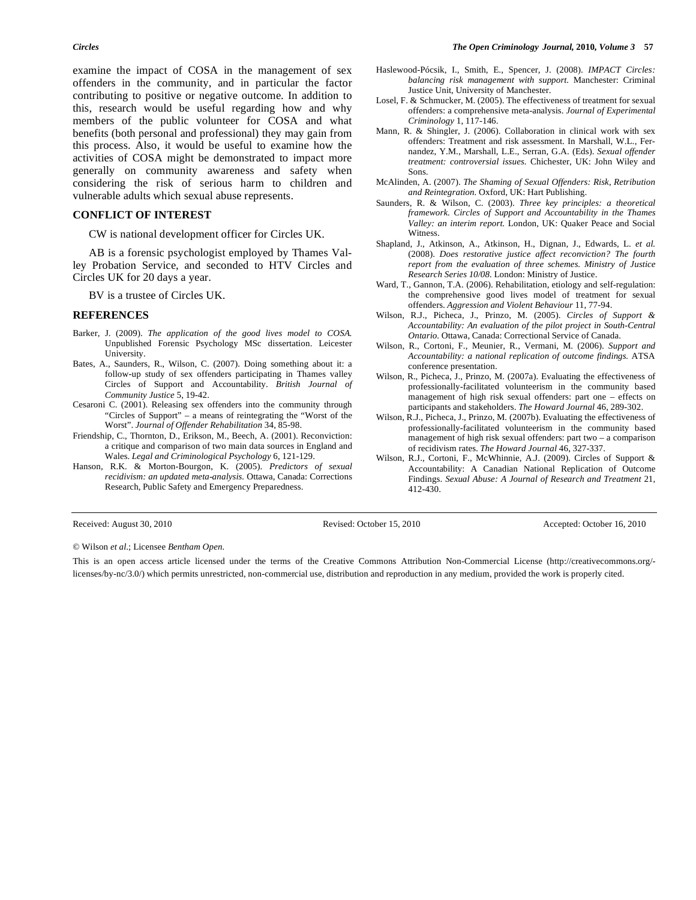examine the impact of COSA in the management of sex offenders in the community, and in particular the factor contributing to positive or negative outcome. In addition to this, research would be useful regarding how and why members of the public volunteer for COSA and what benefits (both personal and professional) they may gain from this process. Also, it would be useful to examine how the activities of COSA might be demonstrated to impact more generally on community awareness and safety when considering the risk of serious harm to children and vulnerable adults which sexual abuse represents.

## CONFLICT OF INTEREST

CW is national development officer for Circles UK.

AB is a forensic psychologist employed by Thames Valley Probation Service, and seconded to HTV Circles and Circles UK for 20 days a year.

BV is a trustee of Circles UK.

## REFERENCES

Barker, J. (2009). *The application of the good lives model to COSA.* Unpublished Forensic Psychology MSc dissertation. Leicester University.

Bates, A., Saunders, R., Wilson, C. (2007). Doing something about it: a follow-up study of sex offenders participating in Thames valley Circles of Support and Accountability. *British Journal of Community Justice* 5, 19-42.

Cesaroni C. (2001). Releasing sex offenders into the community through "Circles of Support" – a means of reintegrating the "Worst of the Worst". *Journal of Offender Rehabilitation* 34, 85-98.

Friendship, C., Thornton, D., Erikson, M., Beech, A. (2001). Reconviction: a critique and comparison of two main data sources in England and Wales. *Legal and Criminological Psychology* 6, 121-129.

Hanson, R.K. & Morton-Bourgon, K. (2005). *Predictors of sexual recidivism: an updated meta-analysis.* Ottawa, Canada: Corrections Research, Public Safety and Emergency Preparedness.

Haslewood-Pócsik, I., Smith, E., Spencer, J. (2008). *IMPACT Circles: balancing risk management with support.* Manchester: Criminal Justice Unit, University of Manchester.

Losel, F. & Schmucker, M. (2005). The effectiveness of treatment for sexual offenders: a comprehensive meta-analysis. *Journal of Experimental Criminology* 1, 117-146.

Mann, R. & Shingler, J. (2006). Collaboration in clinical work with sex offenders: Treatment and risk assessment. In Marshall, W.L., Fernandez, Y.M., Marshall, L.E., Serran, G.A. (Eds). *Sexual offender treatment: controversial issues.* Chichester, UK: John Wiley and Sons.

McAlinden, A. (2007). *The Shaming of Sexual Offenders: Risk, Retribution and Reintegration.* Oxford, UK: Hart Publishing.

Saunders, R. & Wilson, C. (2003). *Three key principles: a theoretical framework. Circles of Support and Accountability in the Thames Valley: an interim report.* London, UK: Quaker Peace and Social Witness.

Shapland, J., Atkinson, A., Atkinson, H., Dignan, J., Edwards, L. *et al.* (2008). *Does restorative justice affect reconviction? The fourth report from the evaluation of three schemes. Ministry of Justice Research Series 10/08.* London: Ministry of Justice.

Ward, T., Gannon, T.A. (2006). Rehabilitation, etiology and self-regulation: the comprehensive good lives model of treatment for sexual offenders. *Aggression and Violent Behaviour* 11, 77-94.

Wilson, R.J., Picheca, J., Prinzo, M. (2005). *Circles of Support & Accountability: An evaluation of the pilot project in South-Central Ontario.* Ottawa, Canada: Correctional Service of Canada.

Wilson, R., Cortoni, F., Meunier, R., Vermani, M. (2006). *Support and Accountability: a national replication of outcome findings.* ATSA conference presentation.

Wilson, R., Picheca, J., Prinzo, M. (2007a). Evaluating the effectiveness of professionally-facilitated volunteerism in the community based management of high risk sexual offenders: part one – effects on participants and stakeholders. *The Howard Journal* 46, 289-302.

Wilson, R.J., Picheca, J., Prinzo, M. (2007b). Evaluating the effectiveness of professionally-facilitated volunteerism in the community based management of high risk sexual offenders: part two – a comparison of recidivism rates. *The Howard Journal* 46, 327-337.

Wilson, R.J., Cortoni, F., McWhinnie, A.J. (2009). Circles of Support & Accountability: A Canadian National Replication of Outcome Findings. *Sexual Abuse: A Journal of Research and Treatment* 21, 412-430.

Received: August 30, 2010 Revised: October 15, 2010 Accepted: October 16, 2010

© Wilson *et al.*; Licensee *Bentham Open.*

This is an open access article licensed under the terms of the Creative Commons Attribution Non-Commercial License (http://creativecommons.org/-licenses/by-nc/3.0/) which permits unrestricted, non-commercial use, distribution and reproduction in any medium, provided the work is properly cited.